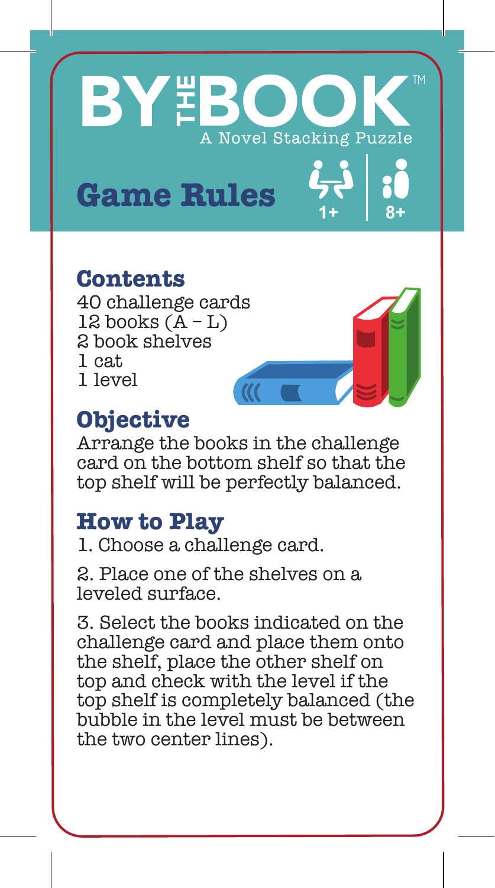# BY THE BOOK™

A Novel Stacking Puzzle

# Game Rules

1+ | 8+

## Contents

40 challenge cards
12 books (A – L)
2 book shelves
1 cat
1 level

## Objective

Arrange the books in the challenge card on the bottom shelf so that the top shelf will be perfectly balanced.

## How to Play

1. Choose a challenge card.

2. Place one of the shelves on a leveled surface.

3. Select the books indicated on the challenge card and place them onto the shelf, place the other shelf on top and check with the level if the top shelf is completely balanced (the bubble in the level must be between the two center lines).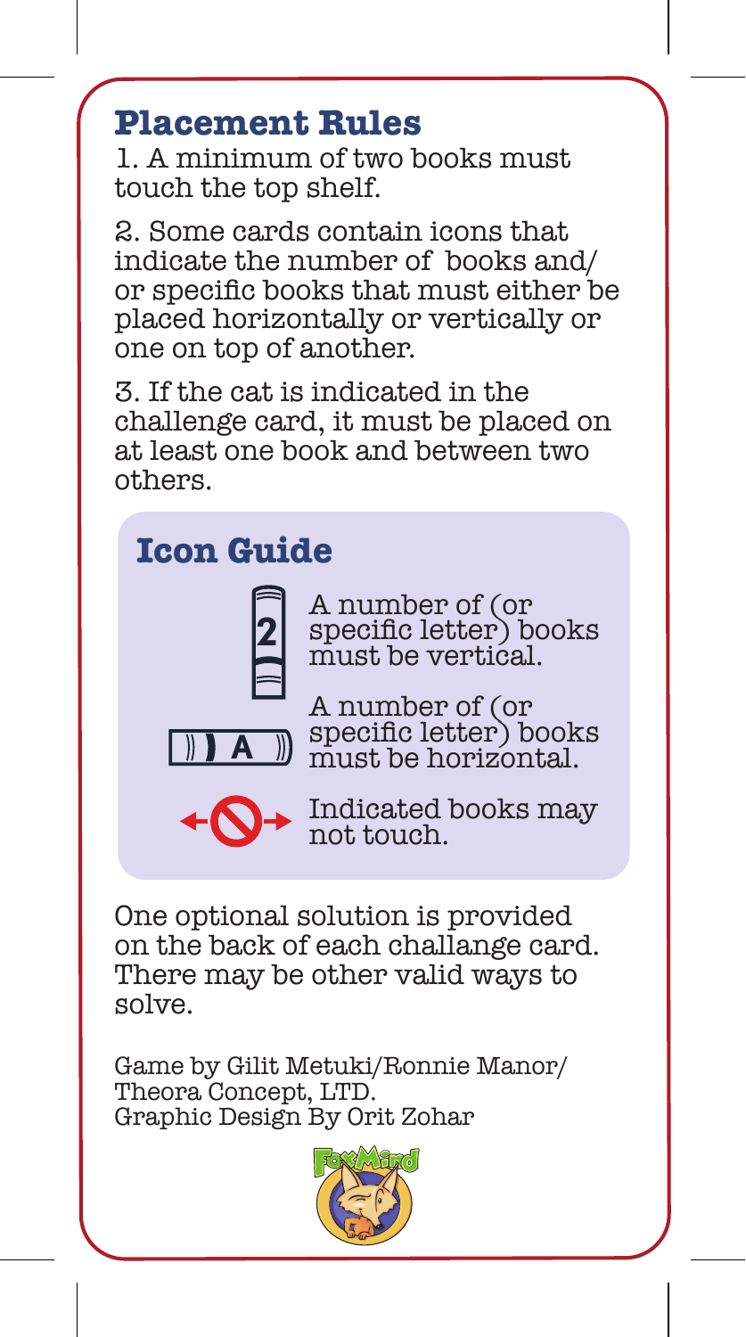## Placement Rules

1. A minimum of two books must touch the top shelf.

2. Some cards contain icons that indicate the number of books and/or specific books that must either be placed horizontally or vertically or one on top of another.

3. If the cat is indicated in the challenge card, it must be placed on at least one book and between two others.

## Icon Guide

2 — A number of (or specific letter) books must be vertical.

A — A number of (or specific letter) books must be horizontal.

Indicated books may not touch.

One optional solution is provided on the back of each challange card. There may be other valid ways to solve.

Game by Gilit Metuki/Ronnie Manor/ Theora Concept, LTD.
Graphic Design By Orit Zohar

FoxMind